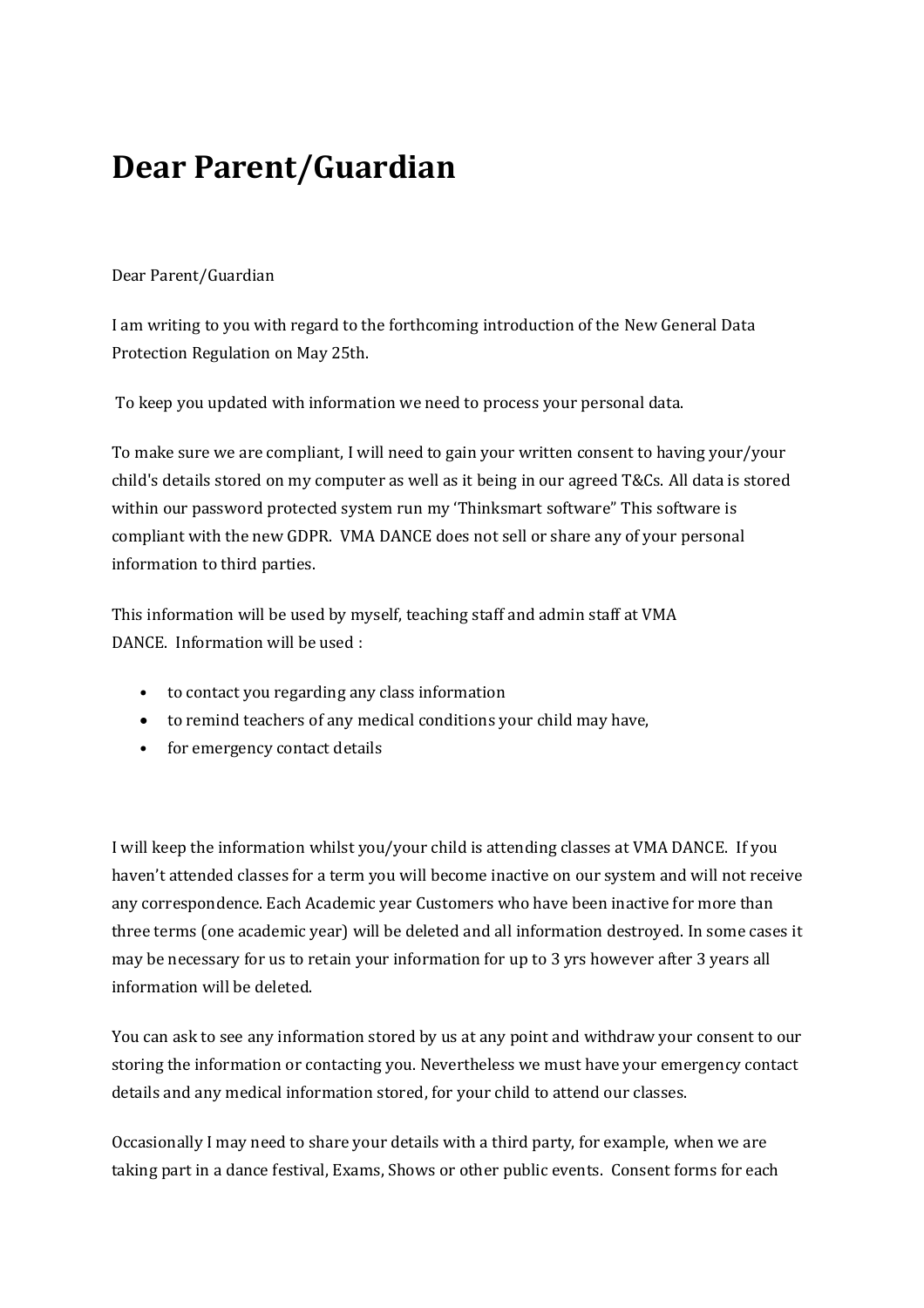# Dear Parent/Guardian

Dear Parent/Guardian

I am writing to you with regard to the forthcoming introduction of the New General Data Protection Regulation on May 25th.

To keep you updated with information we need to process your personal data.

To make sure we are compliant, I will need to gain your written consent to having your/your child's details stored on my computer as well as it being in our agreed T&Cs. All data is stored within our password protected system run my 'Thinksmart software" This software is compliant with the new GDPR. VMA DANCE does not sell or share any of your personal information to third parties.

This information will be used by myself, teaching staff and admin staff at VMA DANCE. Information will be used :

- to contact you regarding any class information
- to remind teachers of any medical conditions your child may have,
- for emergency contact details

I will keep the information whilst you/your child is attending classes at VMA DANCE. If you haven't attended classes for a term you will become inactive on our system and will not receive any correspondence. Each Academic year Customers who have been inactive for more than three terms (one academic year) will be deleted and all information destroyed. In some cases it may be necessary for us to retain your information for up to 3 yrs however after 3 years all information will be deleted.

You can ask to see any information stored by us at any point and withdraw your consent to our storing the information or contacting you. Nevertheless we must have your emergency contact details and any medical information stored, for your child to attend our classes.

Occasionally I may need to share your details with a third party, for example, when we are taking part in a dance festival, Exams, Shows or other public events. Consent forms for each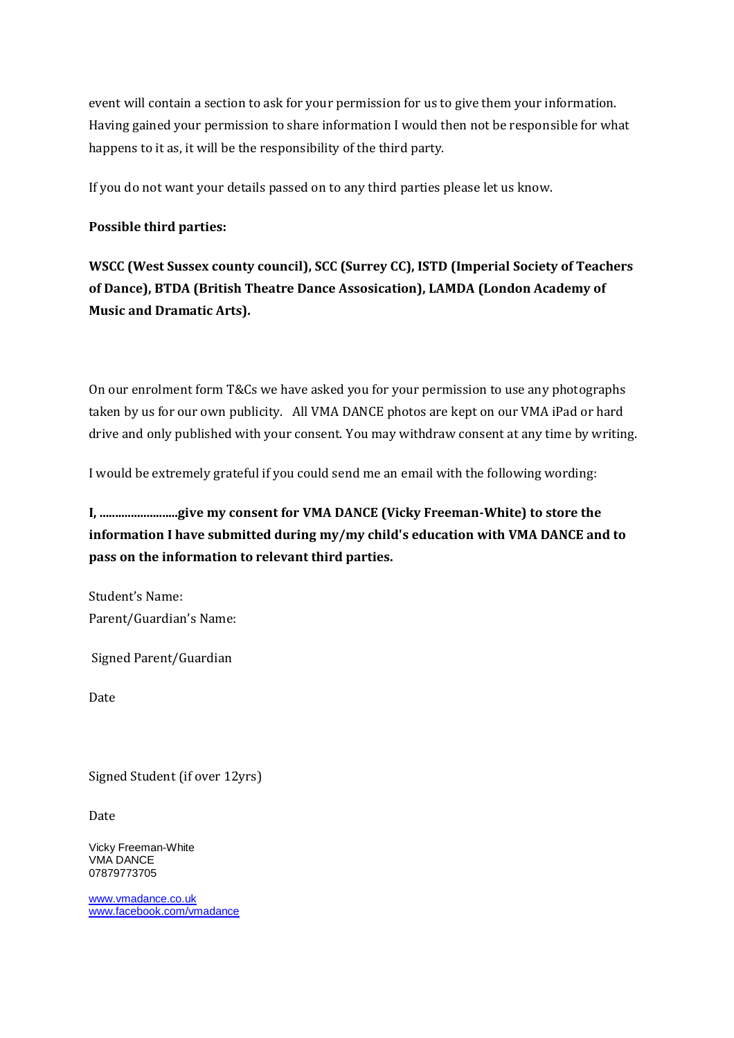event will contain a section to ask for your permission for us to give them your information. Having gained your permission to share information I would then not be responsible for what happens to it as, it will be the responsibility of the third party.

If you do not want your details passed on to any third parties please let us know.

**Possible third parties:**

**WSCC (West Sussex county council), SCC (Surrey CC), ISTD (Imperial Society of Teachers of Dance), BTDA (British Theatre Dance Assosication), LAMDA (London Academy of Music and Dramatic Arts).**

On our enrolment form T&Cs we have asked you for your permission to use any photographs taken by us for our own publicity. All VMA DANCE photos are kept on our VMA iPad or hard drive and only published with your consent. You may withdraw consent at any time by writing.

I would be extremely grateful if you could send me an email with the following wording:

**I, ……………………give my consent for VMA DANCE (Vicky Freeman-White) to store the information I have submitted during my/my child's education with VMA DANCE and to pass on the information to relevant third parties.**

Student's Name:
Parent/Guardian's Name:

Signed Parent/Guardian

Date

Signed Student (if over 12yrs)

Date

Vicky Freeman-White
VMA DANCE
07879773705

www.vmadance.co.uk
www.facebook.com/vmadance